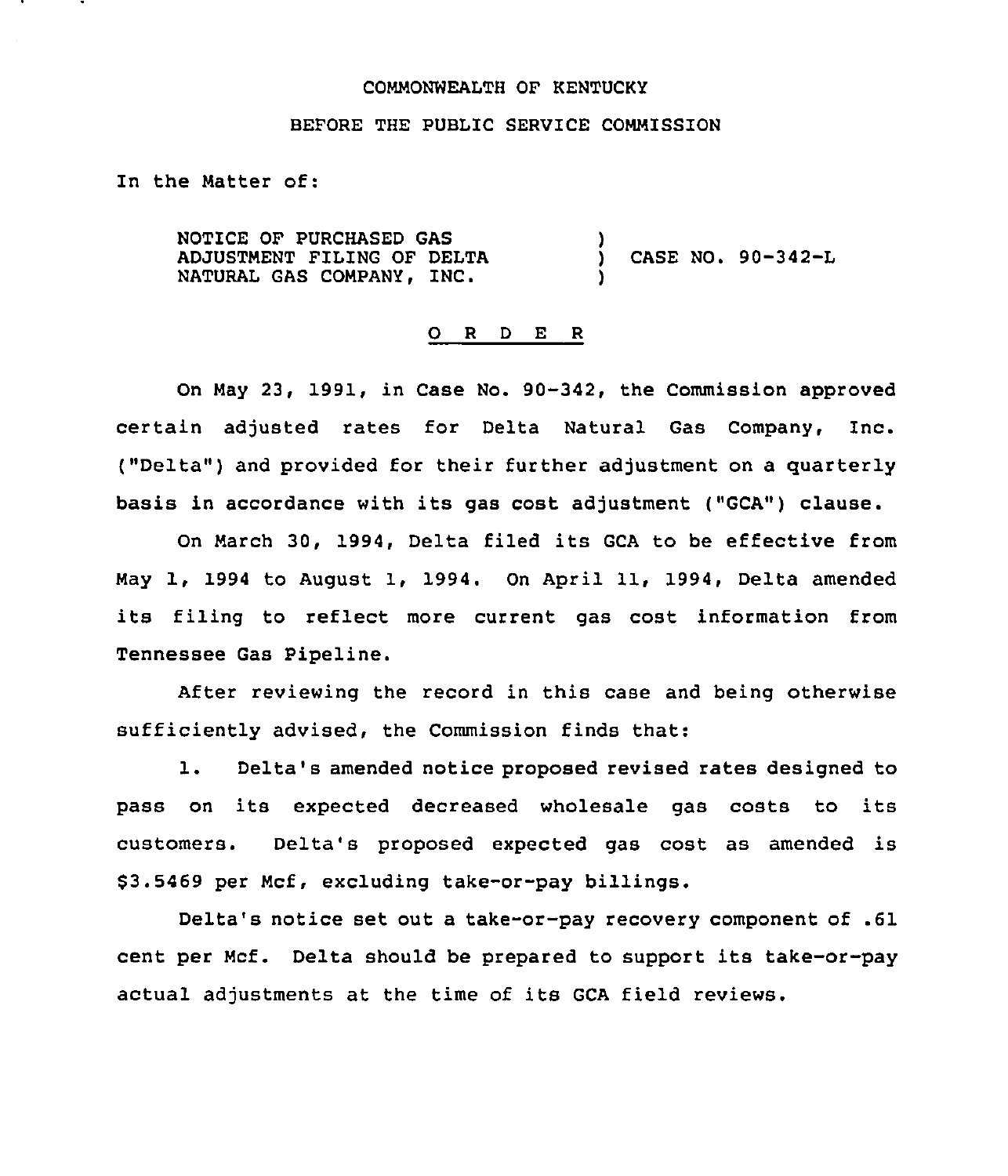COMMONWEALTH OF KENTUCKY

BEFORE THE PUBLIC SERVICE COMMISSION

In the Matter of:

NOTICE OF PURCHASED GAS ADJUSTMENT FILING OF DELTA NATURAL GAS COMPANY, INC. ) CASE NO. 90-342-L

## O R D E R

On May 23, 1991, in Case No. 90-342, the Commission approved certain adjusted rates for Delta Natural Gas Company, Inc. ("Delta") and provided for their further adjustment on a quarterly basis in accordance with its gas cost adjustment ("GCA") clause.

On March 30, 1994, Delta filed its GCA to be effective from May 1, 1994 to August 1, 1994. On April 11, 1994, Delta amended its filing to reflect more current gas cost information from Tennessee Gas Pipeline.

After reviewing the record in this case and being otherwise sufficiently advised, the Commission finds that:

1. Delta's amended notice proposed revised rates designed to pass on its expected decreased wholesale gas costs to its customers. Delta's proposed expected gas cost as amended is $3.5469 per Mcf, excluding take-or-pay billings.

Delta's notice set out a take-or-pay recovery component of .61 cent per Mcf. Delta should be prepared to support its take-or-pay actual adjustments at the time of its GCA field reviews.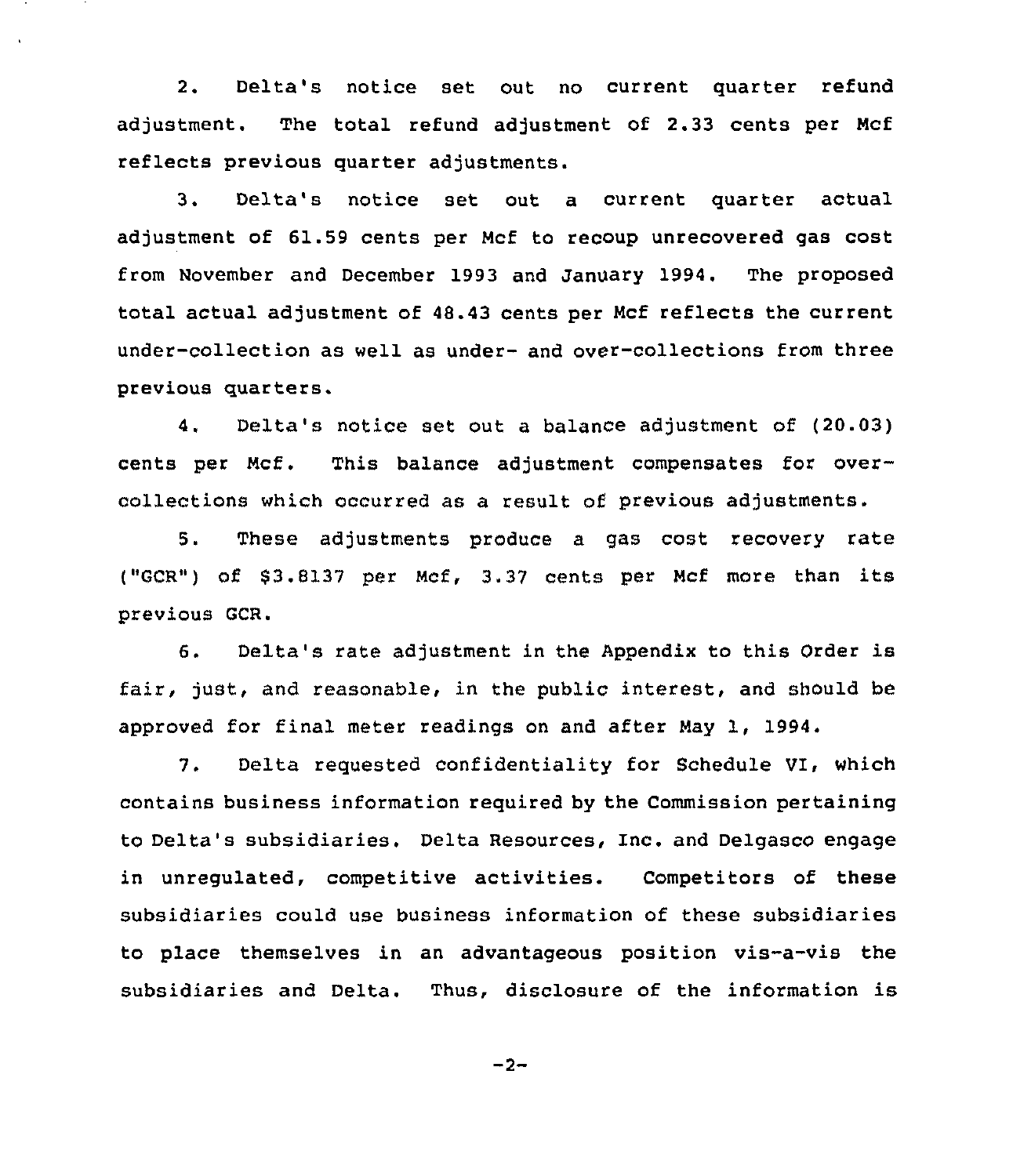2. Delta's notice set out no current quarter refund adjustment. The total refund adjustment of 2.33 cents per Mcf reflects previous quarter adjustments.

3. Delta's notice set out a current quarter actual adjustment of 61.59 cents per Mcf to recoup unrecovered gas cost from November and December 1993 and January 1994. The proposed total actual adjustment of 48.43 cents per Mcf reflects the current under-collection as well as under- and over-collections from three previous quarters.

4. Delta's notice set out a balance adjustment of (20.03) cents per Mcf. This balance adjustment compensates for over-collections which occurred as a result of previous adjustments.

5. These adjustments produce a gas cost recovery rate ("GCR") of $3.8137 per Mcf, 3.37 cents per Mcf more than its previous GCR.

6. Delta's rate adjustment in the Appendix to this Order is fair, just, and reasonable, in the public interest, and should be approved for final meter readings on and after May 1, 1994.

7. Delta requested confidentiality for Schedule VI, which contains business information required by the Commission pertaining to Delta's subsidiaries. Delta Resources, Inc. and Delgasco engage in unregulated, competitive activities. Competitors of these subsidiaries could use business information of these subsidiaries to place themselves in an advantageous position vis-a-vis the subsidiaries and Delta. Thus, disclosure of the information is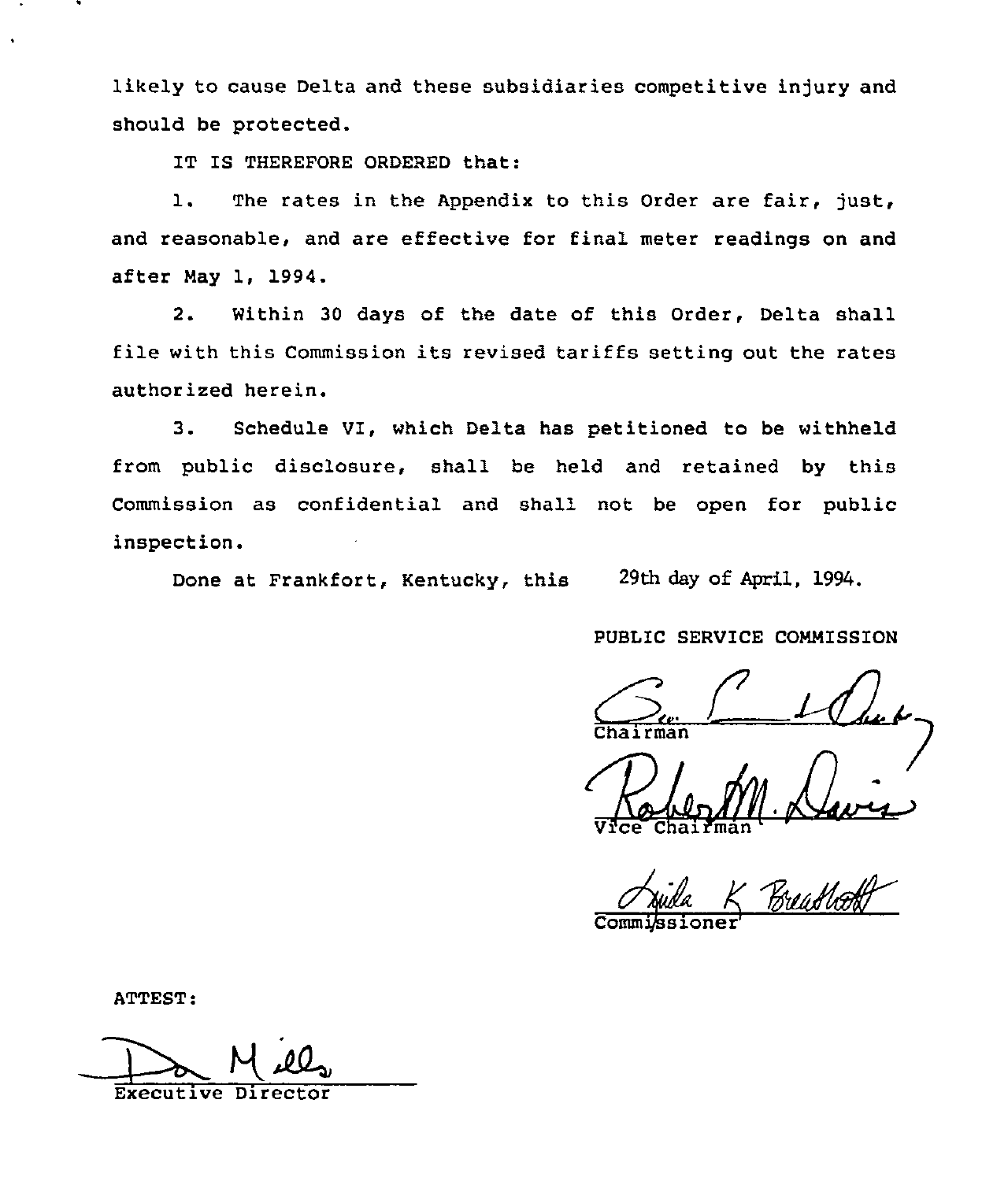likely to cause Delta and these subsidiaries competitive injury and should be protected.

IT IS THEREFORE ORDERED that:

1. The rates in the Appendix to this Order are fair, just, and reasonable, and are effective for final meter readings on and after May 1, 1994.

2. Within 30 days of the date of this Order, Delta shall file with this Commission its revised tariffs setting out the rates authorized herein.

3. Schedule VI, which Delta has petitioned to be withheld from public disclosure, shall be held and retained by this Commission as confidential and shall not be open for public inspection.

Done at Frankfort, Kentucky, this 29th day of April, 1994.

PUBLIC SERVICE COMMISSION

Chairman

Vice Chairman

Commissioner

ATTEST:

Executive Director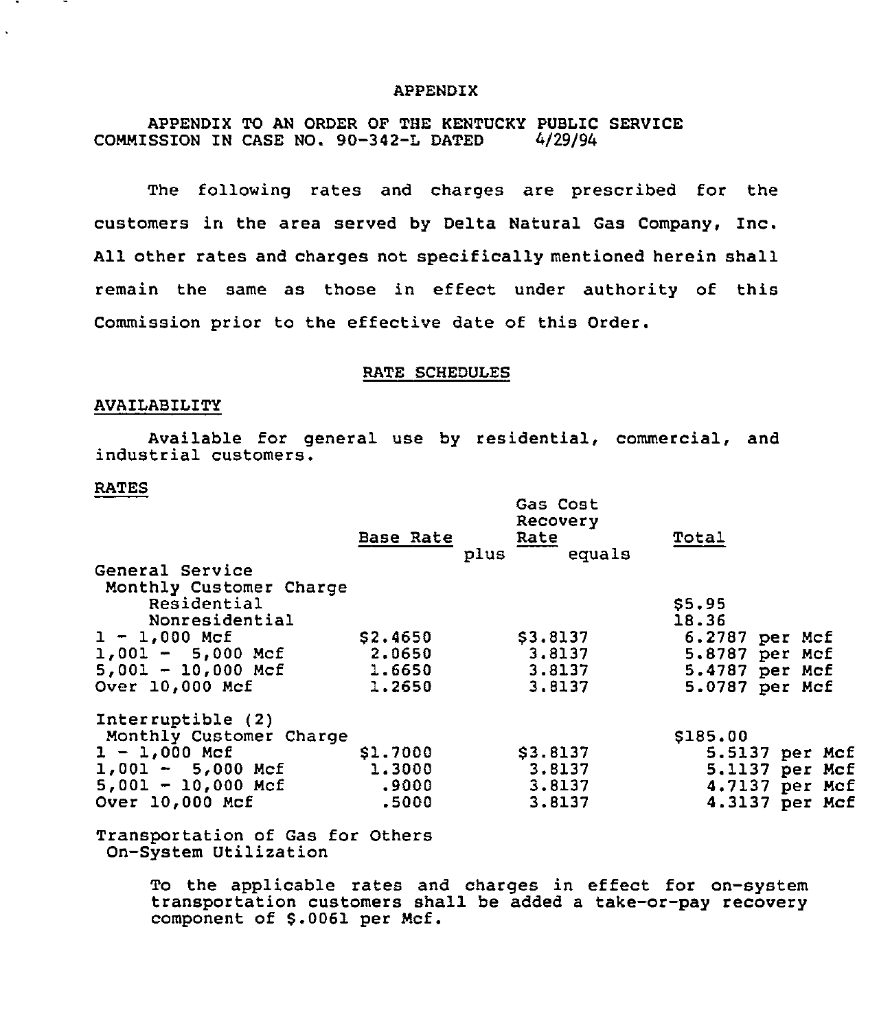APPENDIX

APPENDIX TO AN ORDER OF THE KENTUCKY PUBLIC SERVICE COMMISSION IN CASE NO. 90-342-L DATED 4/29/94

The following rates and charges are prescribed for the customers in the area served by Delta Natural Gas Company, Inc. All other rates and charges not specifically mentioned herein shall remain the same as those in effect under authority of this Commission prior to the effective date of this Order.

RATE SCHEDULES

AVAILABILITY

Available for general use by residential, commercial, and industrial customers.

RATES

| | Base Rate plus | Gas Cost Recovery Rate equals | Total |
|---|---|---|---|
| General Service | | | |
| Monthly Customer Charge | | | |
| Residential | | | $5.95 |
| Nonresidential | | | 18.36 |
| 1 - 1,000 Mcf | $2.4650 | $3.8137 | 6.2787 per Mcf |
| 1,001 - 5,000 Mcf | 2.0650 | 3.8137 | 5.8787 per Mcf |
| 5,001 - 10,000 Mcf | 1.6650 | 3.8137 | 5.4787 per Mcf |
| Over 10,000 Mcf | 1.2650 | 3.8137 | 5.0787 per Mcf |
| Interruptible (2) | | | |
| Monthly Customer Charge | | | $185.00 |
| 1 - 1,000 Mcf | $1.7000 | $3.8137 | 5.5137 per Mcf |
| 1,001 - 5,000 Mcf | 1.3000 | 3.8137 | 5.1137 per Mcf |
| 5,001 - 10,000 Mcf | .9000 | 3.8137 | 4.7137 per Mcf |
| Over 10,000 Mcf | .5000 | 3.8137 | 4.3137 per Mcf |

Transportation of Gas for Others
On-System Utilization

To the applicable rates and charges in effect for on-system transportation customers shall be added a take-or-pay recovery component of $.0061 per Mcf.